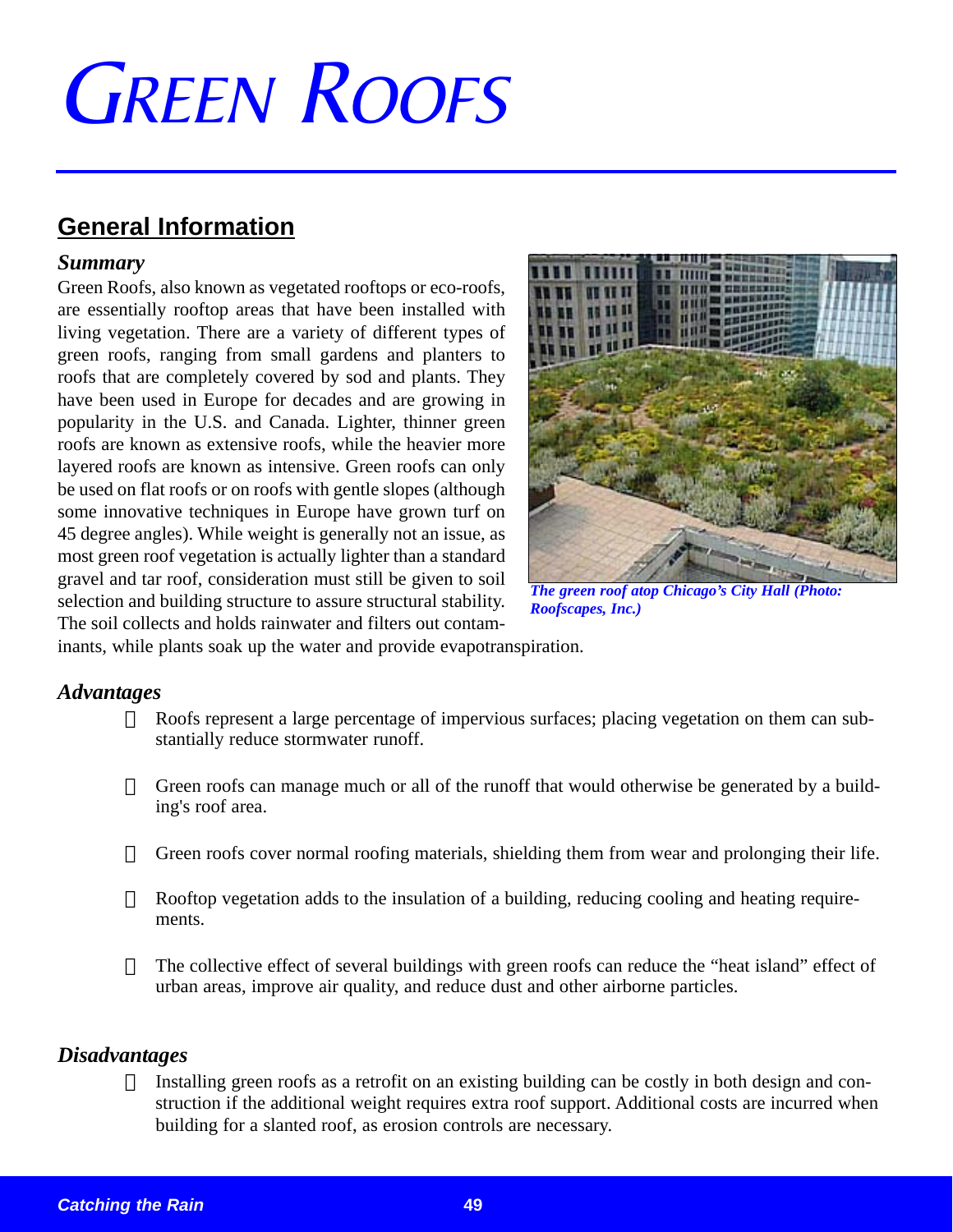# Green Roofs

## General Information

### *Summary*

Green Roofs, also known as vegetated rooftops or eco-roofs, are essentially rooftop areas that have been installed with living vegetation. There are a variety of different types of green roofs, ranging from small gardens and planters to roofs that are completely covered by sod and plants. They have been used in Europe for decades and are growing in popularity in the U.S. and Canada. Lighter, thinner green roofs are known as extensive roofs, while the heavier more layered roofs are known as intensive. Green roofs can only be used on flat roofs or on roofs with gentle slopes (although some innovative techniques in Europe have grown turf on 45 degree angles). While weight is generally not an issue, as most green roof vegetation is actually lighter than a standard gravel and tar roof, consideration must still be given to soil selection and building structure to assure structural stability. The soil collects and holds rainwater and filters out contaminants, while plants soak up the water and provide evapotranspiration.

*The green roof atop Chicago's City Hall (Photo: Roofscapes, Inc.)*

### *Advantages*

- Roofs represent a large percentage of impervious surfaces; placing vegetation on them can substantially reduce stormwater runoff.
- Green roofs can manage much or all of the runoff that would otherwise be generated by a building's roof area.
- Green roofs cover normal roofing materials, shielding them from wear and prolonging their life.
- Rooftop vegetation adds to the insulation of a building, reducing cooling and heating requirements.
- The collective effect of several buildings with green roofs can reduce the "heat island" effect of urban areas, improve air quality, and reduce dust and other airborne particles.

### *Disadvantages*

- Installing green roofs as a retrofit on an existing building can be costly in both design and construction if the additional weight requires extra roof support. Additional costs are incurred when building for a slanted roof, as erosion controls are necessary.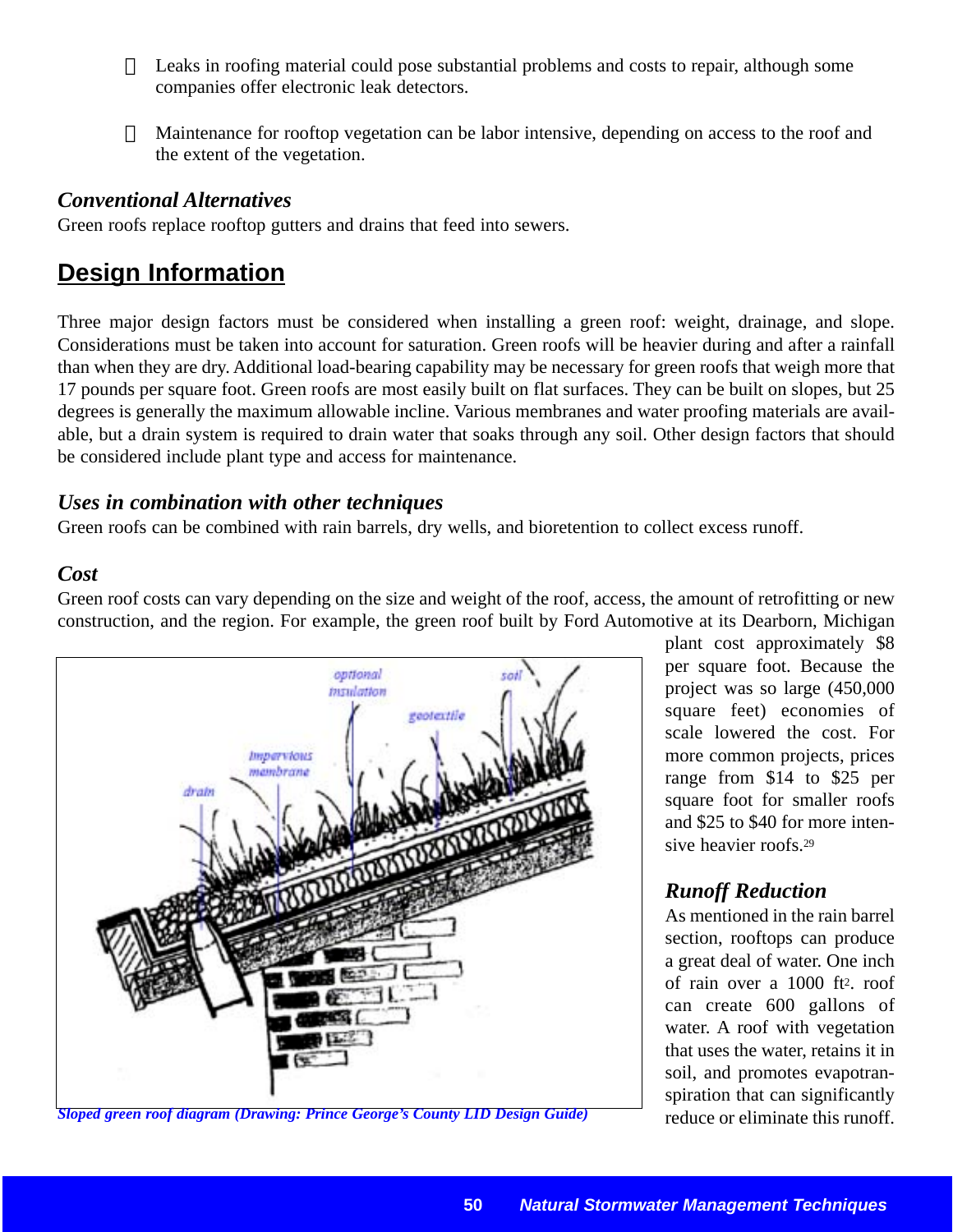- Leaks in roofing material could pose substantial problems and costs to repair, although some companies offer electronic leak detectors.

- Maintenance for rooftop vegetation can be labor intensive, depending on access to the roof and the extent of the vegetation.

### *Conventional Alternatives*

Green roofs replace rooftop gutters and drains that feed into sewers.

## Design Information

Three major design factors must be considered when installing a green roof: weight, drainage, and slope. Considerations must be taken into account for saturation. Green roofs will be heavier during and after a rainfall than when they are dry. Additional load-bearing capability may be necessary for green roofs that weigh more that 17 pounds per square foot. Green roofs are most easily built on flat surfaces. They can be built on slopes, but 25 degrees is generally the maximum allowable incline. Various membranes and water proofing materials are available, but a drain system is required to drain water that soaks through any soil. Other design factors that should be considered include plant type and access for maintenance.

### *Uses in combination with other techniques*

Green roofs can be combined with rain barrels, dry wells, and bioretention to collect excess runoff.

### *Cost*

Green roof costs can vary depending on the size and weight of the roof, access, the amount of retrofitting or new construction, and the region. For example, the green roof built by Ford Automotive at its Dearborn, Michigan plant cost approximately $8 per square foot. Because the project was so large (450,000 square feet) economies of scale lowered the cost. For more common projects, prices range from $14 to $25 per square foot for smaller roofs and $25 to $40 for more intensive heavier roofs.[29]

*Sloped green roof diagram (Drawing: Prince George's County LID Design Guide)*

### *Runoff Reduction*

As mentioned in the rain barrel section, rooftops can produce a great deal of water. One inch of rain over a 1000 $ft^2$. roof can create 600 gallons of water. A roof with vegetation that uses the water, retains it in soil, and promotes evapotranspiration that can significantly reduce or eliminate this runoff.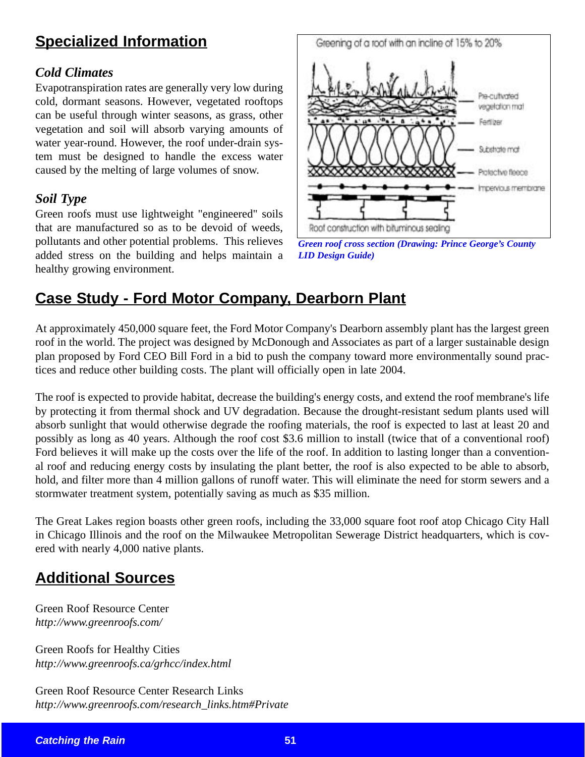## Specialized Information

### *Cold Climates*

Evapotranspiration rates are generally very low during cold, dormant seasons. However, vegetated rooftops can be useful through winter seasons, as grass, other vegetation and soil will absorb varying amounts of water year-round. However, the roof under-drain system must be designed to handle the excess water caused by the melting of large volumes of snow.

### *Soil Type*

Green roofs must use lightweight "engineered" soils that are manufactured so as to be devoid of weeds, pollutants and other potential problems. This relieves added stress on the building and helps maintain a healthy growing environment.

Greening of a roof with an incline of 15% to 20%

Pre-cultivated vegetation mat
Fertilizer
Substrate mat
Protective fleece
Impervious membrane

Roof construction with bituminous sealing

*Green roof cross section (Drawing: Prince George's County LID Design Guide)*

## Case Study - Ford Motor Company, Dearborn Plant

At approximately 450,000 square feet, the Ford Motor Company's Dearborn assembly plant has the largest green roof in the world. The project was designed by McDonough and Associates as part of a larger sustainable design plan proposed by Ford CEO Bill Ford in a bid to push the company toward more environmentally sound practices and reduce other building costs. The plant will officially open in late 2004.

The roof is expected to provide habitat, decrease the building's energy costs, and extend the roof membrane's life by protecting it from thermal shock and UV degradation. Because the drought-resistant sedum plants used will absorb sunlight that would otherwise degrade the roofing materials, the roof is expected to last at least 20 and possibly as long as 40 years. Although the roof cost $3.6 million to install (twice that of a conventional roof) Ford believes it will make up the costs over the life of the roof. In addition to lasting longer than a conventional roof and reducing energy costs by insulating the plant better, the roof is also expected to be able to absorb, hold, and filter more than 4 million gallons of runoff water. This will eliminate the need for storm sewers and a stormwater treatment system, potentially saving as much as $35 million.

The Great Lakes region boasts other green roofs, including the 33,000 square foot roof atop Chicago City Hall in Chicago Illinois and the roof on the Milwaukee Metropolitan Sewerage District headquarters, which is covered with nearly 4,000 native plants.

## Additional Sources

Green Roof Resource Center
*http://www.greenroofs.com/*

Green Roofs for Healthy Cities
*http://www.greenroofs.ca/grhcc/index.html*

Green Roof Resource Center Research Links
*http://www.greenroofs.com/research_links.htm#Private*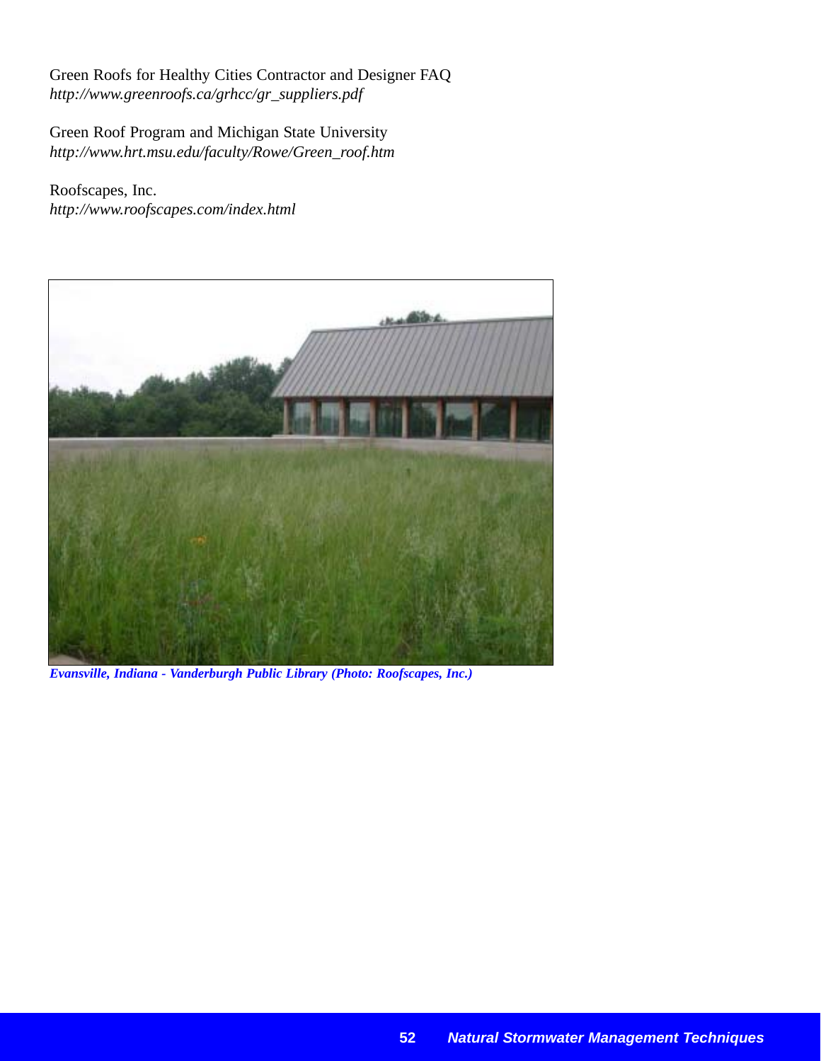Green Roofs for Healthy Cities Contractor and Designer FAQ
*http://www.greenroofs.ca/grhcc/gr_suppliers.pdf*

Green Roof Program and Michigan State University
*http://www.hrt.msu.edu/faculty/Rowe/Green_roof.htm*

Roofscapes, Inc.
*http://www.roofscapes.com/index.html*

***Evansville, Indiana - Vanderburgh Public Library (Photo: Roofscapes, Inc.)***